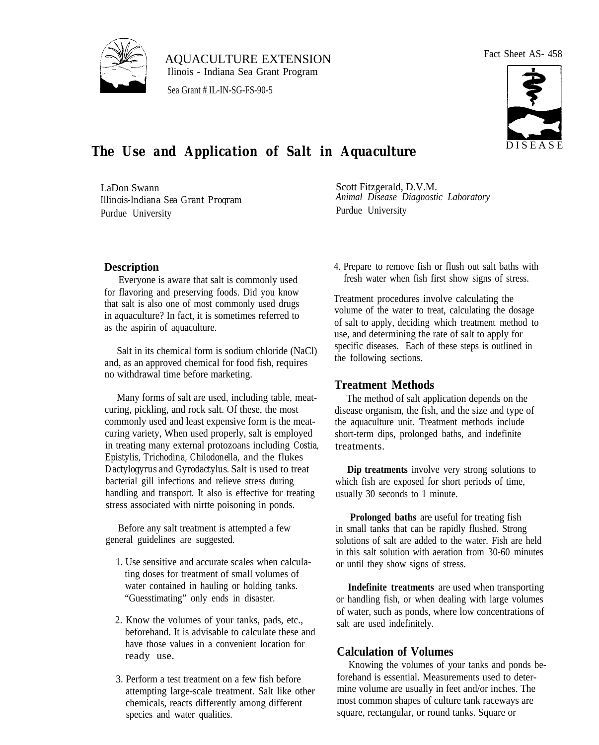AQUACULTURE EXTENSION
Ilinois - Indiana Sea Grant Program
Sea Grant # IL-IN-SG-FS-90-5

Fact Sheet AS- 458

DISEASE

# The Use and Application of Salt in Aquaculture

LaDon Swann
*Illinois-lndiana Sea Grant Proqram*
Purdue University

Scott Fitzgerald, D.V.M.
*Animal Disease Diagnostic Laboratory*
Purdue University

## Description

Everyone is aware that salt is commonly used for flavoring and preserving foods. Did you know that salt is also one of most commonly used drugs in aquaculture? In fact, it is sometimes referred to as the aspirin of aquaculture.

Salt in its chemical form is sodium chloride (NaCl) and, as an approved chemical for food fish, requires no withdrawal time before marketing.

Many forms of salt are used, including table, meat-curing, pickling, and rock salt. Of these, the most commonly used and least expensive form is the meat-curing variety, When used properly, salt is employed in treating many external protozoans including *Costia, Epistylis, Trichodina, Chilodonella,* and the flukes *Dactylogyrus* and *Gyrodactylus*. Salt is used to treat bacterial gill infections and relieve stress during handling and transport. It also is effective for treating stress associated with nirtte poisoning in ponds.

Before any salt treatment is attempted a few general guidelines are suggested.

1. Use sensitive and accurate scales when calculating doses for treatment of small volumes of water contained in hauling or holding tanks. "Guesstimating" only ends in disaster.
2. Know the volumes of your tanks, pads, etc., beforehand. It is advisable to calculate these and have those values in a convenient location for ready use.
3. Perform a test treatment on a few fish before attempting large-scale treatment. Salt like other chemicals, reacts differently among different species and water qualities.
4. Prepare to remove fish or flush out salt baths with fresh water when fish first show signs of stress.

Treatment procedures involve calculating the volume of the water to treat, calculating the dosage of salt to apply, deciding which treatment method to use, and determining the rate of salt to apply for specific diseases. Each of these steps is outlined in the following sections.

## Treatment Methods

The method of salt application depends on the disease organism, the fish, and the size and type of the aquaculture unit. Treatment methods include short-term dips, prolonged baths, and indefinite treatments.

**Dip treatments** involve very strong solutions to which fish are exposed for short periods of time, usually 30 seconds to 1 minute.

**Prolonged baths** are useful for treating fish in small tanks that can be rapidly flushed. Strong solutions of salt are added to the water. Fish are held in this salt solution with aeration from 30-60 minutes or until they show signs of stress.

**Indefinite treatments** are used when transporting or handling fish, or when dealing with large volumes of water, such as ponds, where low concentrations of salt are used indefinitely.

## Calculation of Volumes

Knowing the volumes of your tanks and ponds beforehand is essential. Measurements used to determine volume are usually in feet and/or inches. The most common shapes of culture tank raceways are square, rectangular, or round tanks. Square or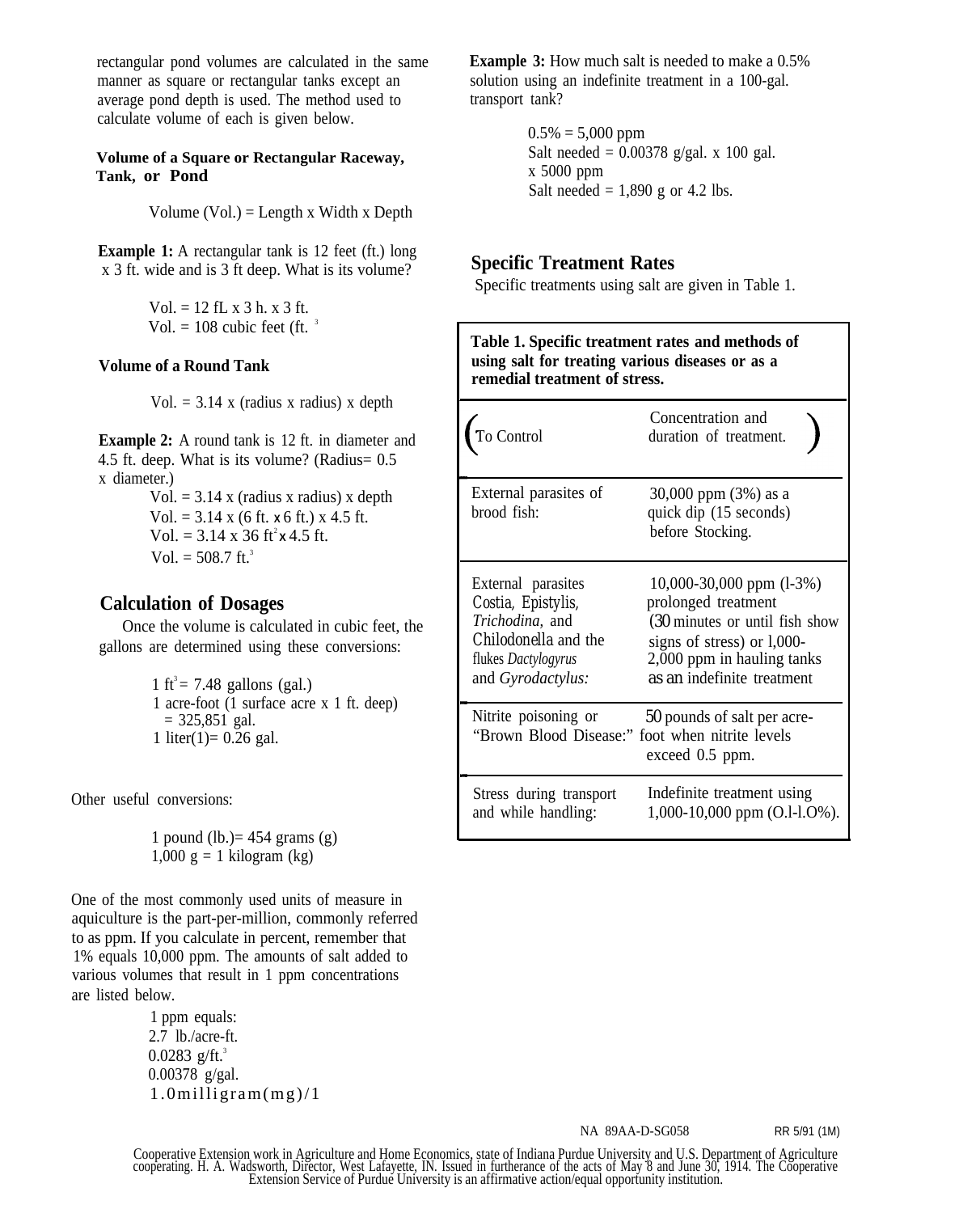rectangular pond volumes are calculated in the same manner as square or rectangular tanks except an average pond depth is used. The method used to calculate volume of each is given below.

### Volume of a Square or Rectangular Raceway, Tank, or Pond

Volume (Vol.) = Length x Width x Depth

**Example 1:** A rectangular tank is 12 feet (ft.) long x 3 ft. wide and is 3 ft deep. What is its volume?

Vol. = 12 fL x 3 h. x 3 ft.
Vol. = 108 cubic feet (ft. $^3$

### Volume of a Round Tank

Vol. = 3.14 x (radius x radius) x depth

**Example 2:** A round tank is 12 ft. in diameter and 4.5 ft. deep. What is its volume? (Radius= 0.5 x diameter.)

Vol. = 3.14 x (radius x radius) x depth
Vol. = 3.14 x (6 ft. x 6 ft.) x 4.5 ft.
Vol. = 3.14 x 36 ft$^2$ x 4.5 ft.
Vol. = 508.7 ft.$^3$

## Calculation of Dosages

Once the volume is calculated in cubic feet, the gallons are determined using these conversions:

1 ft$^3$ = 7.48 gallons (gal.)
1 acre-foot (1 surface acre x 1 ft. deep) = 325,851 gal.
1 liter(1)= 0.26 gal.

Other useful conversions:

1 pound (lb.)= 454 grams (g)
1,000 g = 1 kilogram (kg)

One of the most commonly used units of measure in aquiculture is the part-per-million, commonly referred to as ppm. If you calculate in percent, remember that 1% equals 10,000 ppm. The amounts of salt added to various volumes that result in 1 ppm concentrations are listed below.

1 ppm equals:
2.7 lb./acre-ft.
0.0283 g/ft.$^3$
0.00378 g/gal.
1.0 milligram (mg)/1

**Example 3:** How much salt is needed to make a 0.5% solution using an indefinite treatment in a 100-gal. transport tank?

0.5% = 5,000 ppm
Salt needed = 0.00378 g/gal. x 100 gal. x 5000 ppm
Salt needed = 1,890 g or 4.2 lbs.

## Specific Treatment Rates

Specific treatments using salt are given in Table 1.

**Table 1. Specific treatment rates and methods of using salt for treating various diseases or as a remedial treatment of stress.**

| (To Control | Concentration and duration of treatment.) |
|---|---|
| External parasites of brood fish: | 30,000 ppm (3%) as a quick dip (15 seconds) before Stocking. |
| External parasites *Costia, Epistylis, Trichodina*, and *Chilodonella* and the flukes *Dactylogyrus* and *Gyrodactylus:* | 10,000-30,000 ppm (l-3%) prolonged treatment (30 minutes or until fish show signs of stress) or 1,000-2,000 ppm in hauling tanks as an indefinite treatment |
| Nitrite poisoning or "Brown Blood Disease:" | 50 pounds of salt per acre-foot when nitrite levels exceed 0.5 ppm. |
| Stress during transport and while handling: | Indefinite treatment using 1,000-10,000 ppm (O.l-l.O%). |

NA 89AA-D-SG058 RR 5/91 (1M)

Cooperative Extension work in Agriculture and Home Economics, state of Indiana Purdue University and U.S. Department of Agriculture cooperating. H. A. Wadsworth, Director, West Lafayette, IN. Issued in furtherance of the acts of May 8 and June 30, 1914. The Cooperative Extension Service of Purdue University is an affirmative action/equal opportunity institution.